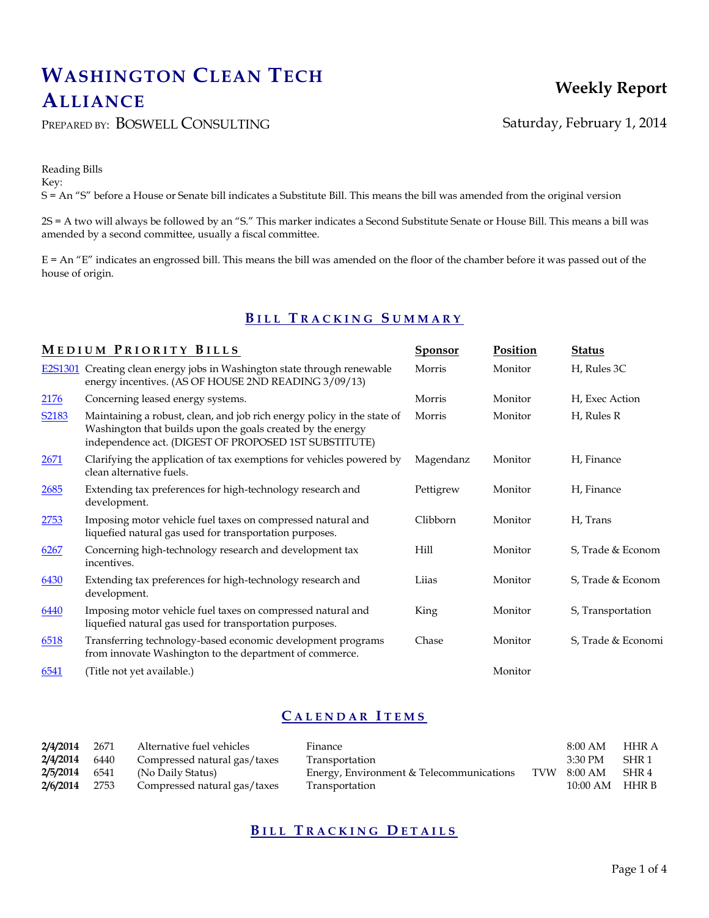# Washington Clean Tech Alliance

**Weekly Report**

Prepared by: Boswell Consulting

Saturday, February 1, 2014

Reading Bills
Key:
S = An "S" before a House or Senate bill indicates a Substitute Bill. This means the bill was amended from the original version

2S = A two will always be followed by an "S." This marker indicates a Second Substitute Senate or House Bill. This means a bill was amended by a second committee, usually a fiscal committee.

E = An "E" indicates an engrossed bill. This means the bill was amended on the floor of the chamber before it was passed out of the house of origin.

## Bill Tracking Summary

### Medium Priority Bills

| Bill | Title | Sponsor | Position | Status |
| --- | --- | --- | --- | --- |
| E2S1301 | Creating clean energy jobs in Washington state through renewable energy incentives. (AS OF HOUSE 2ND READING 3/09/13) | Morris | Monitor | H, Rules 3C |
| 2176 | Concerning leased energy systems. | Morris | Monitor | H, Exec Action |
| S2183 | Maintaining a robust, clean, and job rich energy policy in the state of Washington that builds upon the goals created by the energy independence act. (DIGEST OF PROPOSED 1ST SUBSTITUTE) | Morris | Monitor | H, Rules R |
| 2671 | Clarifying the application of tax exemptions for vehicles powered by clean alternative fuels. | Magendanz | Monitor | H, Finance |
| 2685 | Extending tax preferences for high-technology research and development. | Pettigrew | Monitor | H, Finance |
| 2753 | Imposing motor vehicle fuel taxes on compressed natural and liquefied natural gas used for transportation purposes. | Clibborn | Monitor | H, Trans |
| 6267 | Concerning high-technology research and development tax incentives. | Hill | Monitor | S, Trade & Econom |
| 6430 | Extending tax preferences for high-technology research and development. | Liias | Monitor | S, Trade & Econom |
| 6440 | Imposing motor vehicle fuel taxes on compressed natural and liquefied natural gas used for transportation purposes. | King | Monitor | S, Transportation |
| 6518 | Transferring technology-based economic development programs from innovate Washington to the department of commerce. | Chase | Monitor | S, Trade & Economi |
| 6541 | (Title not yet available.) | | Monitor | |

## Calendar Items

| Date | Bill | Subject | Committee | | Time | Room |
| --- | --- | --- | --- | --- | --- | --- |
| **2/4/2014** | 2671 | Alternative fuel vehicles | Finance | | 8:00 AM | HHR A |
| **2/4/2014** | 6440 | Compressed natural gas/taxes | Transportation | | 3:30 PM | SHR 1 |
| **2/5/2014** | 6541 | (No Daily Status) | Energy, Environment & Telecommunications | TVW | 8:00 AM | SHR 4 |
| **2/6/2014** | 2753 | Compressed natural gas/taxes | Transportation | | 10:00 AM | HHR B |

## Bill Tracking Details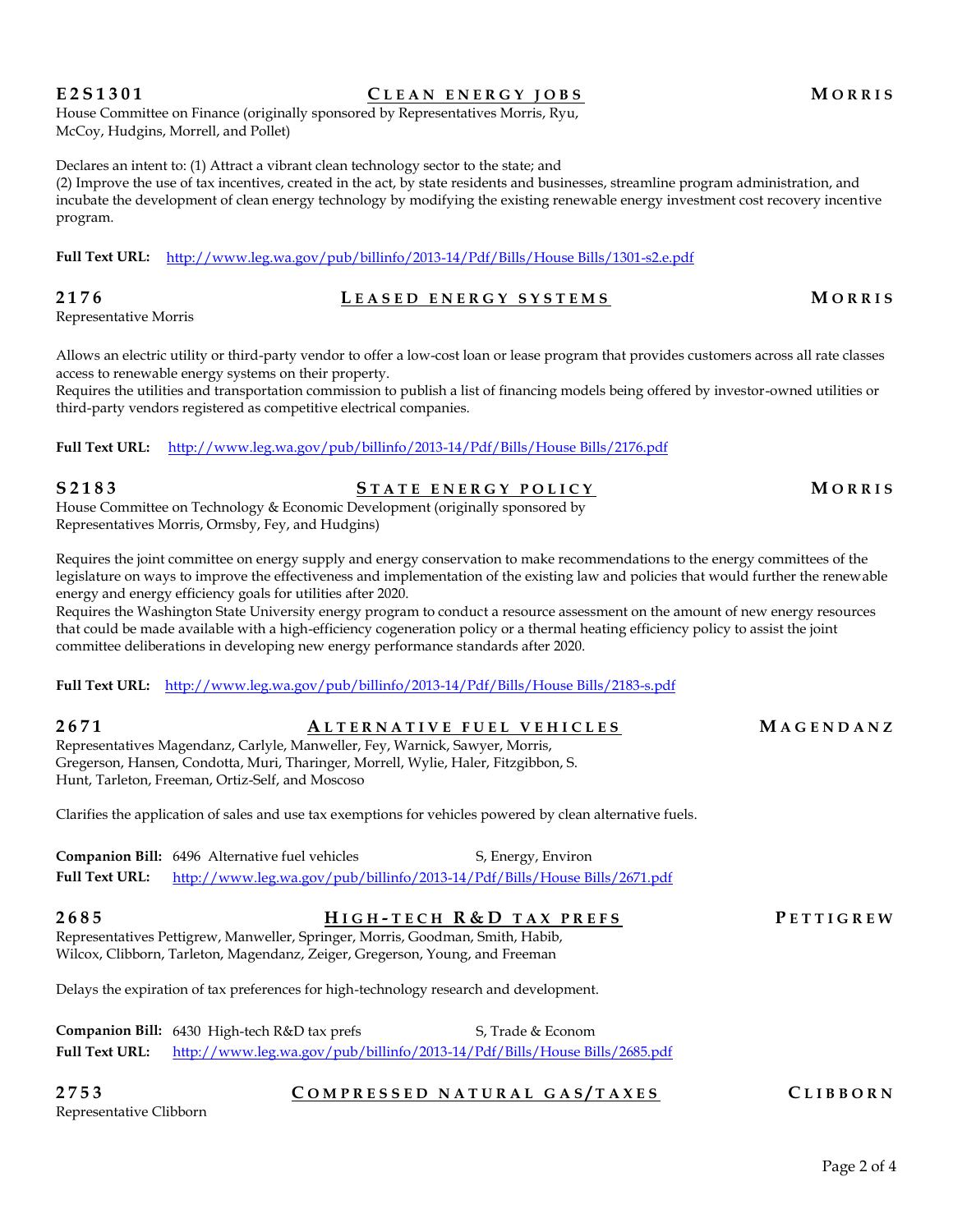**E2S1301** **CLEAN ENERGY JOBS** **MORRIS**

House Committee on Finance (originally sponsored by Representatives Morris, Ryu, McCoy, Hudgins, Morrell, and Pollet)

Declares an intent to: (1) Attract a vibrant clean technology sector to the state; and
(2) Improve the use of tax incentives, created in the act, by state residents and businesses, streamline program administration, and incubate the development of clean energy technology by modifying the existing renewable energy investment cost recovery incentive program.

**Full Text URL:** http://www.leg.wa.gov/pub/billinfo/2013-14/Pdf/Bills/House Bills/1301-s2.e.pdf

**2176** **LEASED ENERGY SYSTEMS** **MORRIS**

Representative Morris

Allows an electric utility or third-party vendor to offer a low-cost loan or lease program that provides customers across all rate classes access to renewable energy systems on their property.
Requires the utilities and transportation commission to publish a list of financing models being offered by investor-owned utilities or third-party vendors registered as competitive electrical companies.

**Full Text URL:** http://www.leg.wa.gov/pub/billinfo/2013-14/Pdf/Bills/House Bills/2176.pdf

**S2183** **STATE ENERGY POLICY** **MORRIS**

House Committee on Technology & Economic Development (originally sponsored by Representatives Morris, Ormsby, Fey, and Hudgins)

Requires the joint committee on energy supply and energy conservation to make recommendations to the energy committees of the legislature on ways to improve the effectiveness and implementation of the existing law and policies that would further the renewable energy and energy efficiency goals for utilities after 2020.
Requires the Washington State University energy program to conduct a resource assessment on the amount of new energy resources that could be made available with a high-efficiency cogeneration policy or a thermal heating efficiency policy to assist the joint committee deliberations in developing new energy performance standards after 2020.

**Full Text URL:** http://www.leg.wa.gov/pub/billinfo/2013-14/Pdf/Bills/House Bills/2183-s.pdf

**2671** **ALTERNATIVE FUEL VEHICLES** **MAGENDANZ**

Representatives Magendanz, Carlyle, Manweller, Fey, Warnick, Sawyer, Morris, Gregerson, Hansen, Condotta, Muri, Tharinger, Morrell, Wylie, Haler, Fitzgibbon, S. Hunt, Tarleton, Freeman, Ortiz-Self, and Moscoso

Clarifies the application of sales and use tax exemptions for vehicles powered by clean alternative fuels.

**Companion Bill:** 6496 Alternative fuel vehicles S, Energy, Environ
**Full Text URL:** http://www.leg.wa.gov/pub/billinfo/2013-14/Pdf/Bills/House Bills/2671.pdf

**2685** **HIGH-TECH R&D TAX PREFS** **PETTIGREW**

Representatives Pettigrew, Manweller, Springer, Morris, Goodman, Smith, Habib, Wilcox, Clibborn, Tarleton, Magendanz, Zeiger, Gregerson, Young, and Freeman

Delays the expiration of tax preferences for high-technology research and development.

**Companion Bill:** 6430 High-tech R&D tax prefs S, Trade & Econom
**Full Text URL:** http://www.leg.wa.gov/pub/billinfo/2013-14/Pdf/Bills/House Bills/2685.pdf

**2753** **COMPRESSED NATURAL GAS/TAXES** **CLIBBORN**

Representative Clibborn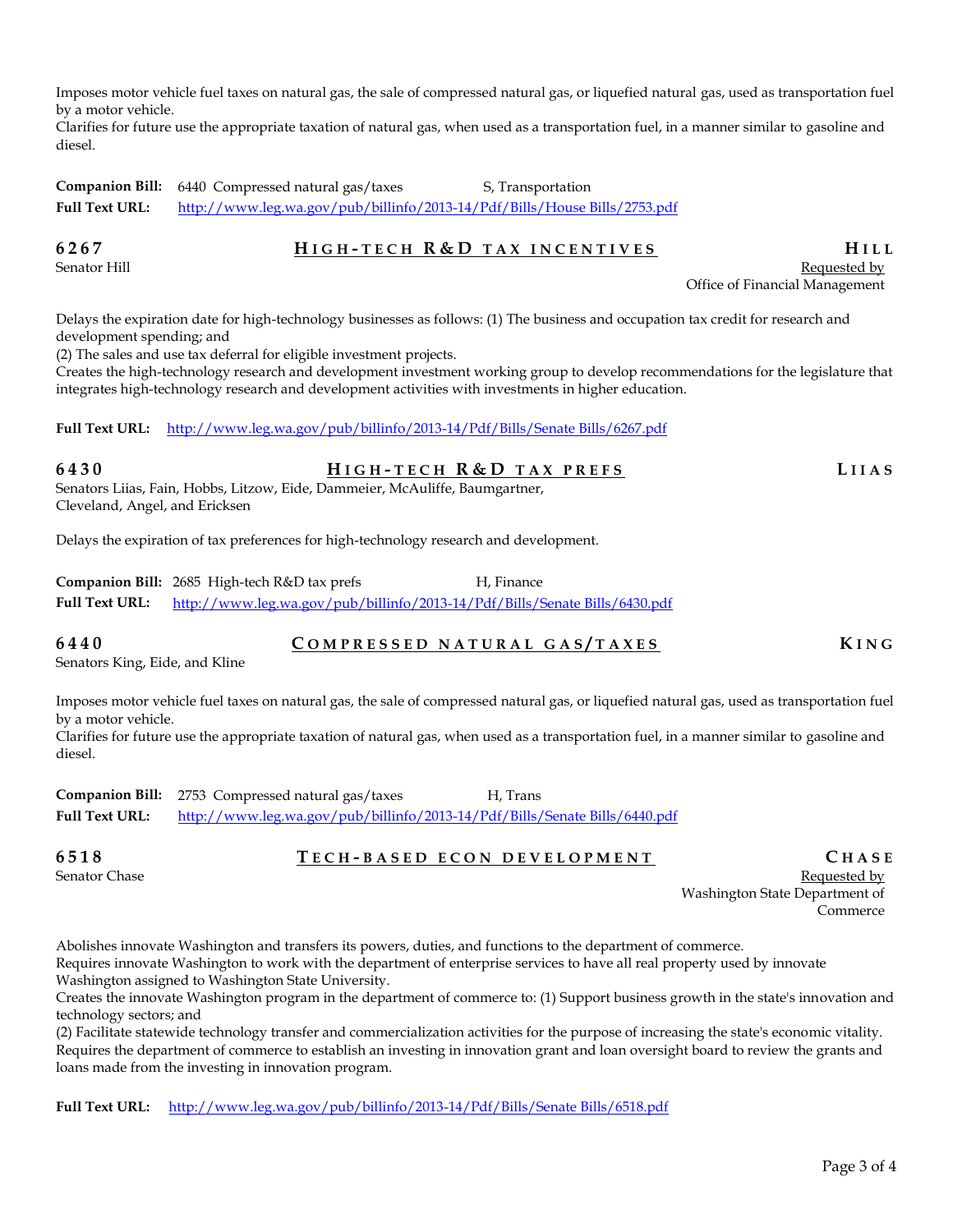Imposes motor vehicle fuel taxes on natural gas, the sale of compressed natural gas, or liquefied natural gas, used as transportation fuel by a motor vehicle.
Clarifies for future use the appropriate taxation of natural gas, when used as a transportation fuel, in a manner similar to gasoline and diesel.

**Companion Bill:** 6440 Compressed natural gas/taxes S, Transportation
**Full Text URL:** http://www.leg.wa.gov/pub/billinfo/2013-14/Pdf/Bills/House Bills/2753.pdf

## 6267 — HIGH-TECH R&D TAX INCENTIVES — HILL

Senator Hill

Requested by
Office of Financial Management

Delays the expiration date for high-technology businesses as follows: (1) The business and occupation tax credit for research and development spending; and
(2) The sales and use tax deferral for eligible investment projects.
Creates the high-technology research and development investment working group to develop recommendations for the legislature that integrates high-technology research and development activities with investments in higher education.

**Full Text URL:** http://www.leg.wa.gov/pub/billinfo/2013-14/Pdf/Bills/Senate Bills/6267.pdf

## 6430 — HIGH-TECH R&D TAX PREFS — LIIAS

Senators Liias, Fain, Hobbs, Litzow, Eide, Dammeier, McAuliffe, Baumgartner, Cleveland, Angel, and Ericksen

Delays the expiration of tax preferences for high-technology research and development.

**Companion Bill:** 2685 High-tech R&D tax prefs H, Finance
**Full Text URL:** http://www.leg.wa.gov/pub/billinfo/2013-14/Pdf/Bills/Senate Bills/6430.pdf

## 6440 — COMPRESSED NATURAL GAS/TAXES — KING

Senators King, Eide, and Kline

Imposes motor vehicle fuel taxes on natural gas, the sale of compressed natural gas, or liquefied natural gas, used as transportation fuel by a motor vehicle.
Clarifies for future use the appropriate taxation of natural gas, when used as a transportation fuel, in a manner similar to gasoline and diesel.

**Companion Bill:** 2753 Compressed natural gas/taxes H, Trans
**Full Text URL:** http://www.leg.wa.gov/pub/billinfo/2013-14/Pdf/Bills/Senate Bills/6440.pdf

## 6518 — TECH-BASED ECON DEVELOPMENT — CHASE

Senator Chase

Requested by
Washington State Department of Commerce

Abolishes innovate Washington and transfers its powers, duties, and functions to the department of commerce.
Requires innovate Washington to work with the department of enterprise services to have all real property used by innovate Washington assigned to Washington State University.
Creates the innovate Washington program in the department of commerce to: (1) Support business growth in the state's innovation and technology sectors; and
(2) Facilitate statewide technology transfer and commercialization activities for the purpose of increasing the state's economic vitality.
Requires the department of commerce to establish an investing in innovation grant and loan oversight board to review the grants and loans made from the investing in innovation program.

**Full Text URL:** http://www.leg.wa.gov/pub/billinfo/2013-14/Pdf/Bills/Senate Bills/6518.pdf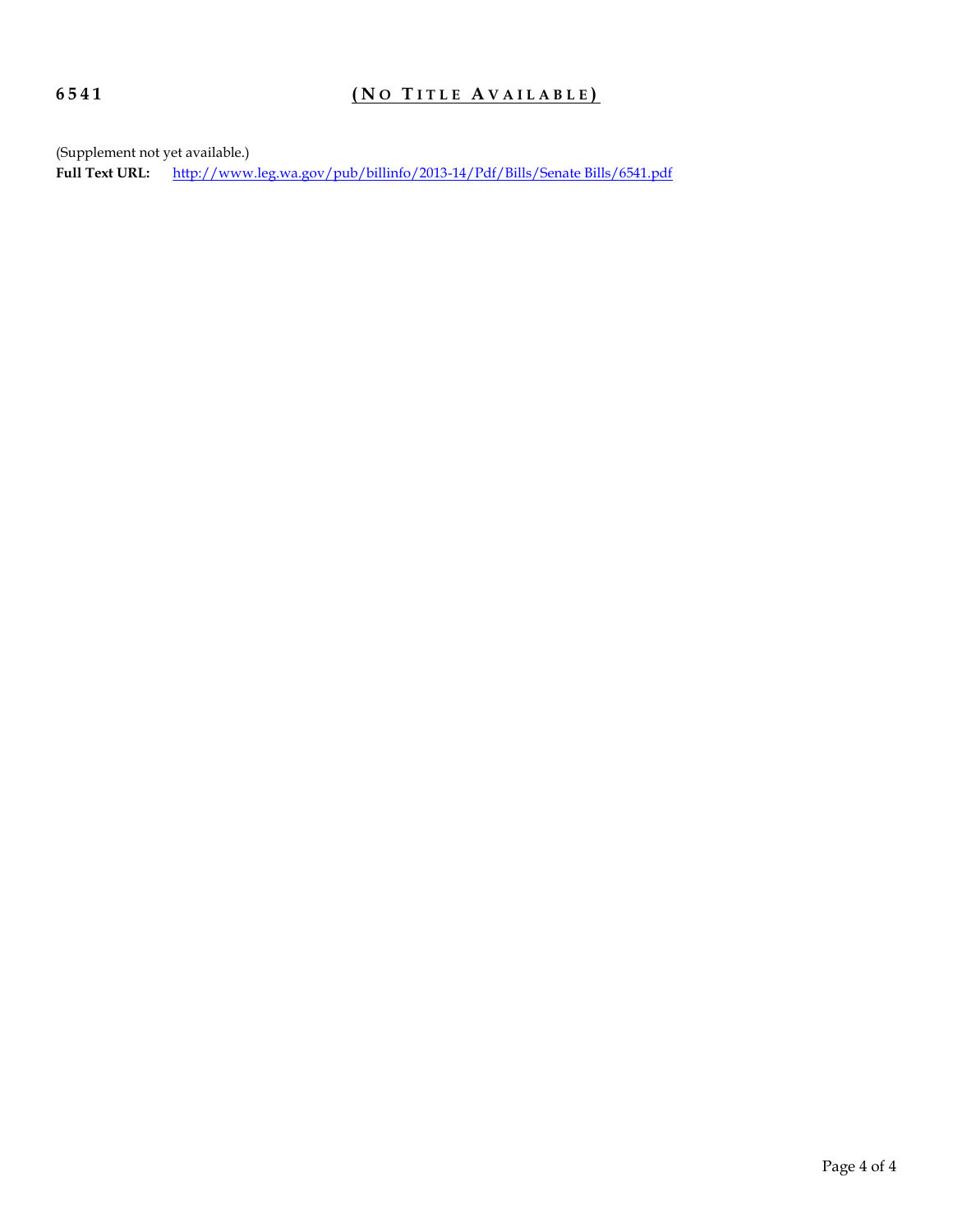## 6541 (NO TITLE AVAILABLE)

(Supplement not yet available.)

**Full Text URL:** http://www.leg.wa.gov/pub/billinfo/2013-14/Pdf/Bills/Senate Bills/6541.pdf